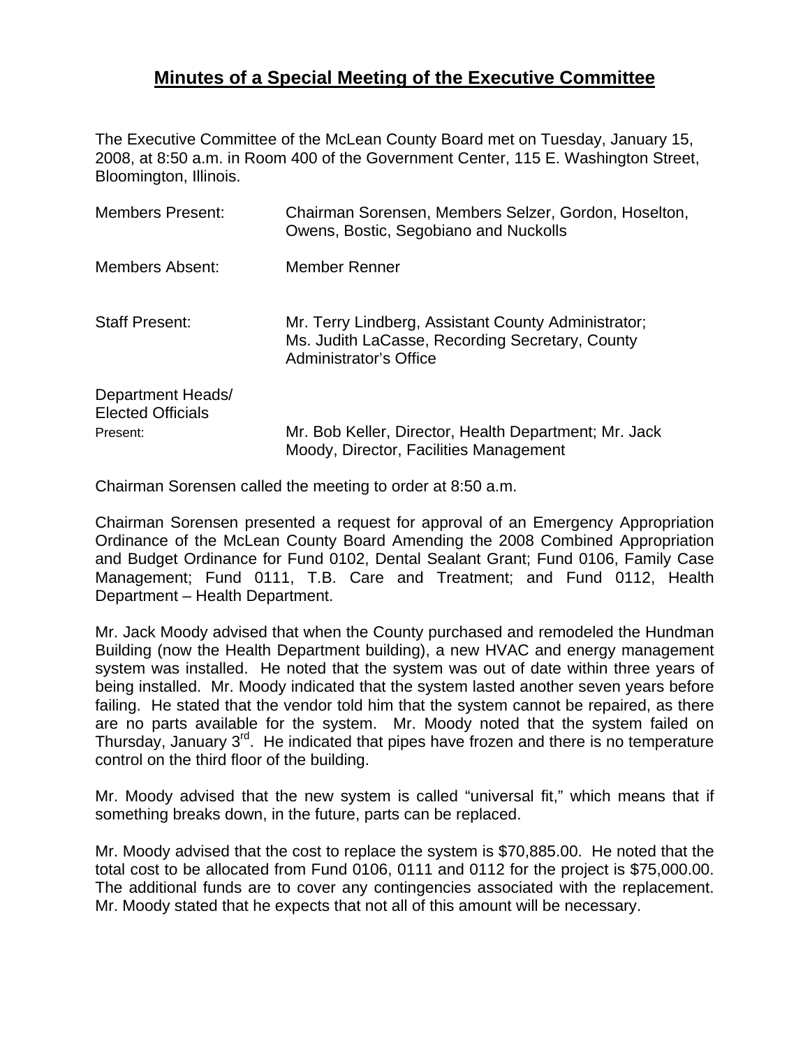# Minutes of a Special Meeting of the Executive Committee

The Executive Committee of the McLean County Board met on Tuesday, January 15, 2008, at 8:50 a.m. in Room 400 of the Government Center, 115 E. Washington Street, Bloomington, Illinois.

Members Present: Chairman Sorensen, Members Selzer, Gordon, Hoselton, Owens, Bostic, Segobiano and Nuckolls

Members Absent: Member Renner

Staff Present: Mr. Terry Lindberg, Assistant County Administrator; Ms. Judith LaCasse, Recording Secretary, County Administrator's Office

Department Heads/ Elected Officials Present: Mr. Bob Keller, Director, Health Department; Mr. Jack Moody, Director, Facilities Management

Chairman Sorensen called the meeting to order at 8:50 a.m.

Chairman Sorensen presented a request for approval of an Emergency Appropriation Ordinance of the McLean County Board Amending the 2008 Combined Appropriation and Budget Ordinance for Fund 0102, Dental Sealant Grant; Fund 0106, Family Case Management; Fund 0111, T.B. Care and Treatment; and Fund 0112, Health Department – Health Department.

Mr. Jack Moody advised that when the County purchased and remodeled the Hundman Building (now the Health Department building), a new HVAC and energy management system was installed. He noted that the system was out of date within three years of being installed. Mr. Moody indicated that the system lasted another seven years before failing. He stated that the vendor told him that the system cannot be repaired, as there are no parts available for the system. Mr. Moody noted that the system failed on Thursday, January 3rd. He indicated that pipes have frozen and there is no temperature control on the third floor of the building.

Mr. Moody advised that the new system is called "universal fit," which means that if something breaks down, in the future, parts can be replaced.

Mr. Moody advised that the cost to replace the system is $70,885.00. He noted that the total cost to be allocated from Fund 0106, 0111 and 0112 for the project is $75,000.00. The additional funds are to cover any contingencies associated with the replacement. Mr. Moody stated that he expects that not all of this amount will be necessary.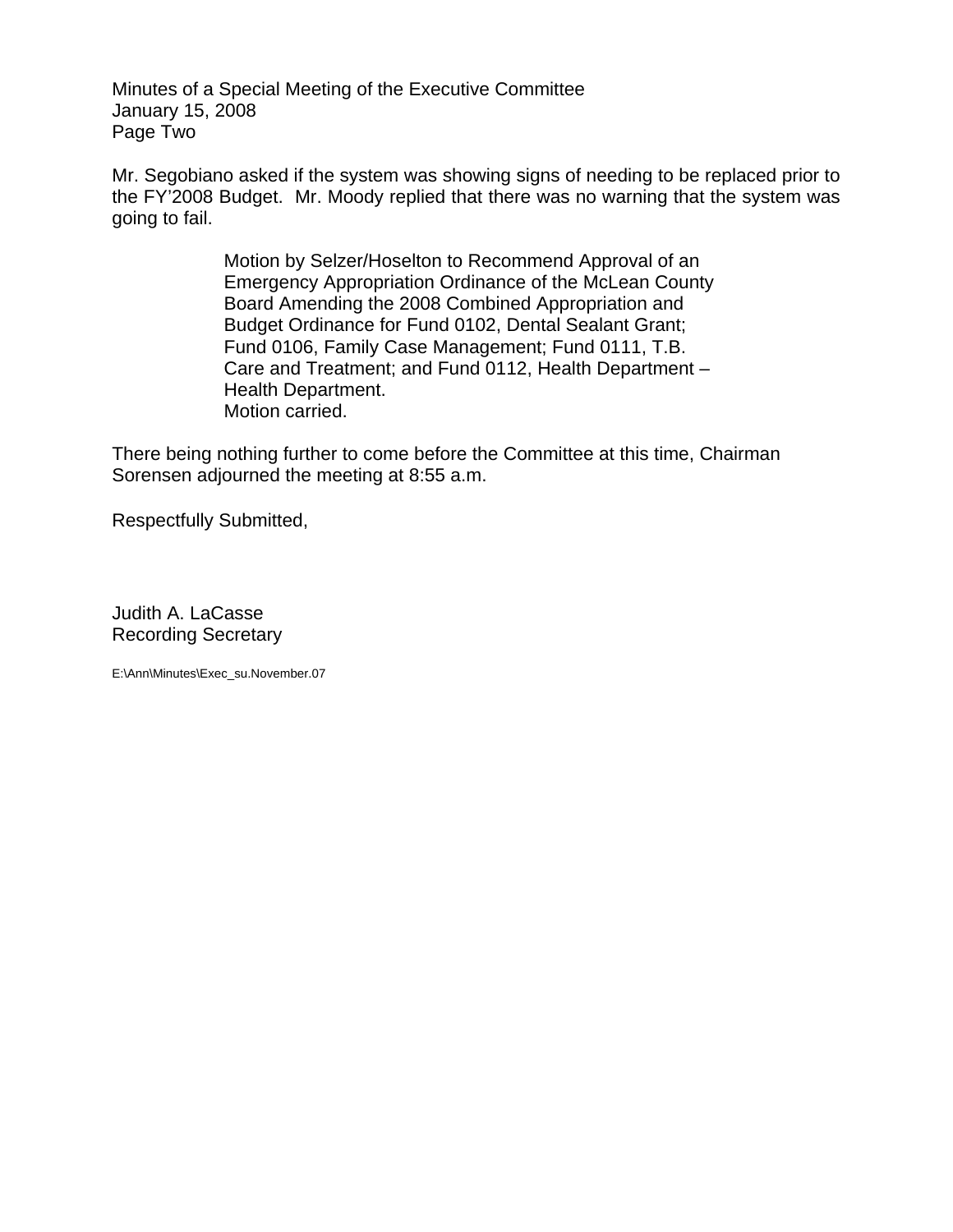Mr. Segobiano asked if the system was showing signs of needing to be replaced prior to the FY'2008 Budget. Mr. Moody replied that there was no warning that the system was going to fail.

> Motion by Selzer/Hoselton to Recommend Approval of an Emergency Appropriation Ordinance of the McLean County Board Amending the 2008 Combined Appropriation and Budget Ordinance for Fund 0102, Dental Sealant Grant; Fund 0106, Family Case Management; Fund 0111, T.B. Care and Treatment; and Fund 0112, Health Department – Health Department.
> Motion carried.

There being nothing further to come before the Committee at this time, Chairman Sorensen adjourned the meeting at 8:55 a.m.

Respectfully Submitted,

Judith A. LaCasse
Recording Secretary

E:\Ann\Minutes\Exec_su.November.07